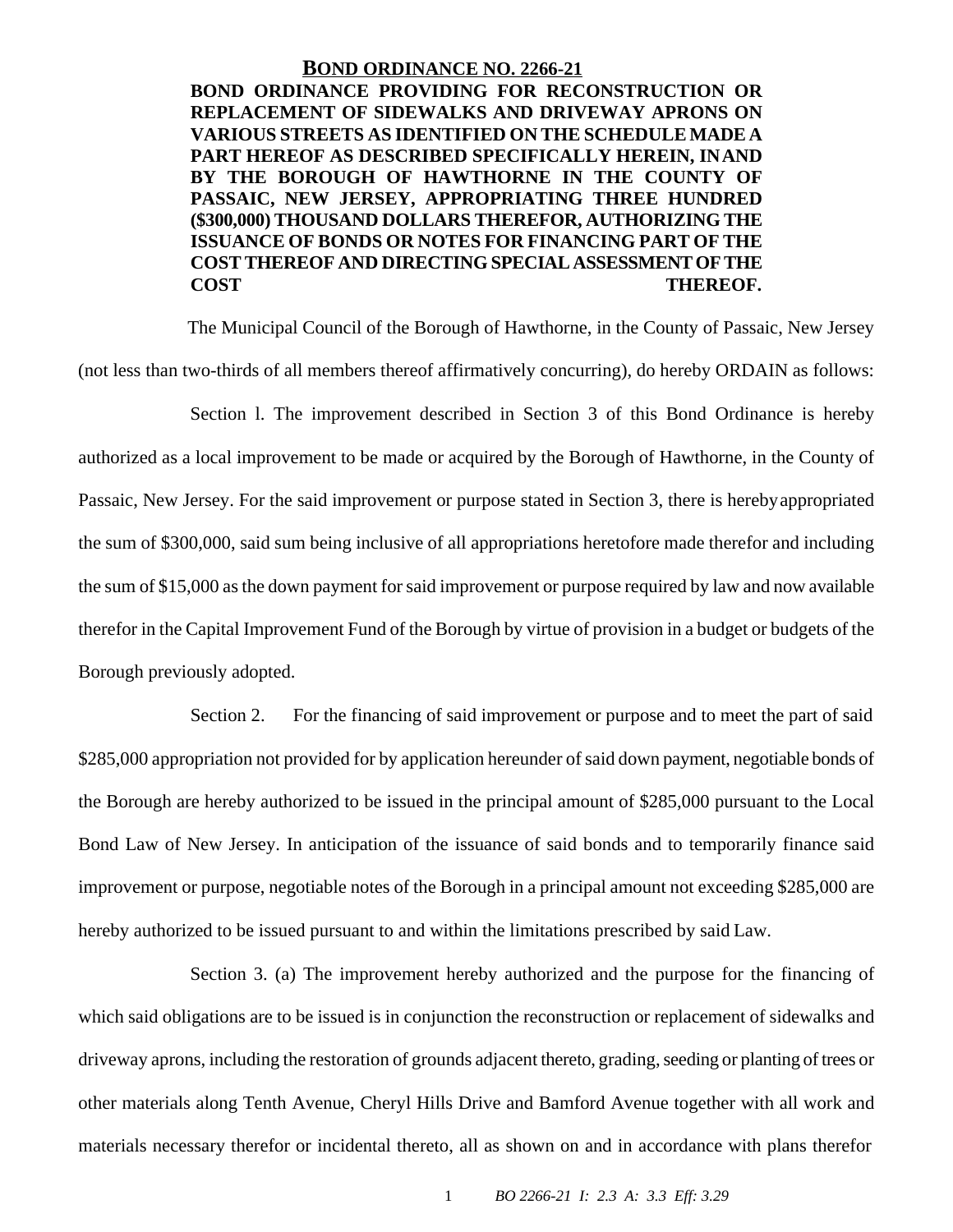# BOND ORDINANCE NO. 2266-21

**BOND ORDINANCE PROVIDING FOR RECONSTRUCTION OR REPLACEMENT OF SIDEWALKS AND DRIVEWAY APRONS ON VARIOUS STREETS AS IDENTIFIED ON THE SCHEDULE MADE A PART HEREOF AS DESCRIBED SPECIFICALLY HEREIN, IN AND BY THE BOROUGH OF HAWTHORNE IN THE COUNTY OF PASSAIC, NEW JERSEY, APPROPRIATING THREE HUNDRED ($300,000) THOUSAND DOLLARS THEREFOR, AUTHORIZING THE ISSUANCE OF BONDS OR NOTES FOR FINANCING PART OF THE COST THEREOF AND DIRECTING SPECIAL ASSESSMENT OF THE COST THEREOF.**

The Municipal Council of the Borough of Hawthorne, in the County of Passaic, New Jersey (not less than two-thirds of all members thereof affirmatively concurring), do hereby ORDAIN as follows:

Section l. The improvement described in Section 3 of this Bond Ordinance is hereby authorized as a local improvement to be made or acquired by the Borough of Hawthorne, in the County of Passaic, New Jersey. For the said improvement or purpose stated in Section 3, there is hereby appropriated the sum of $300,000, said sum being inclusive of all appropriations heretofore made therefor and including the sum of $15,000 as the down payment for said improvement or purpose required by law and now available therefor in the Capital Improvement Fund of the Borough by virtue of provision in a budget or budgets of the Borough previously adopted.

Section 2. For the financing of said improvement or purpose and to meet the part of said $285,000 appropriation not provided for by application hereunder of said down payment, negotiable bonds of the Borough are hereby authorized to be issued in the principal amount of $285,000 pursuant to the Local Bond Law of New Jersey. In anticipation of the issuance of said bonds and to temporarily finance said improvement or purpose, negotiable notes of the Borough in a principal amount not exceeding $285,000 are hereby authorized to be issued pursuant to and within the limitations prescribed by said Law.

Section 3. (a) The improvement hereby authorized and the purpose for the financing of which said obligations are to be issued is in conjunction the reconstruction or replacement of sidewalks and driveway aprons, including the restoration of grounds adjacent thereto, grading, seeding or planting of trees or other materials along Tenth Avenue, Cheryl Hills Drive and Bamford Avenue together with all work and materials necessary therefor or incidental thereto, all as shown on and in accordance with plans therefor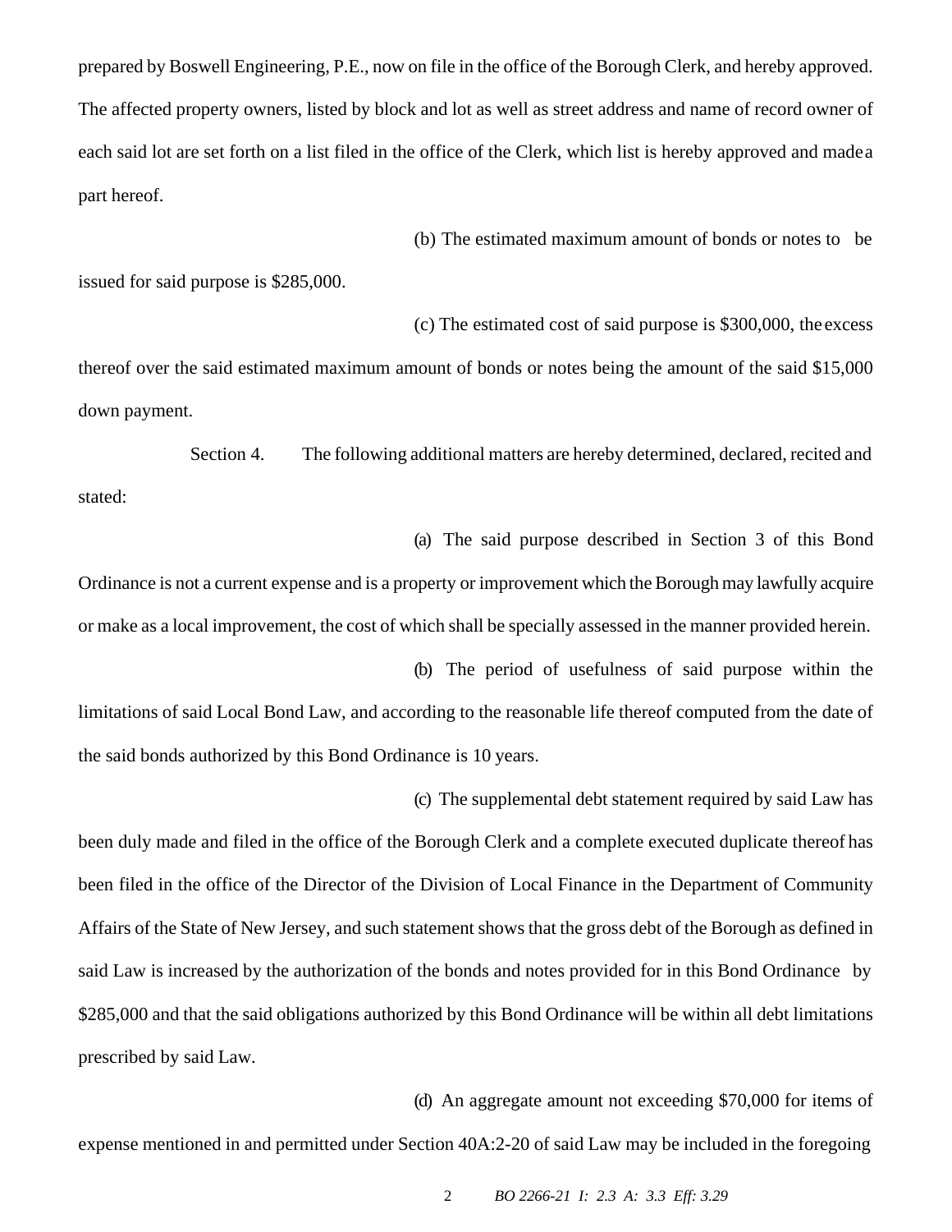prepared by Boswell Engineering, P.E., now on file in the office of the Borough Clerk, and hereby approved. The affected property owners, listed by block and lot as well as street address and name of record owner of each said lot are set forth on a list filed in the office of the Clerk, which list is hereby approved and made a part hereof.

(b) The estimated maximum amount of bonds or notes to be issued for said purpose is $285,000.

(c) The estimated cost of said purpose is $300,000, the excess thereof over the said estimated maximum amount of bonds or notes being the amount of the said $15,000 down payment.

Section 4. The following additional matters are hereby determined, declared, recited and stated:

(a) The said purpose described in Section 3 of this Bond Ordinance is not a current expense and is a property or improvement which the Borough may lawfully acquire or make as a local improvement, the cost of which shall be specially assessed in the manner provided herein.

(b) The period of usefulness of said purpose within the limitations of said Local Bond Law, and according to the reasonable life thereof computed from the date of the said bonds authorized by this Bond Ordinance is 10 years.

(c) The supplemental debt statement required by said Law has been duly made and filed in the office of the Borough Clerk and a complete executed duplicate thereof has been filed in the office of the Director of the Division of Local Finance in the Department of Community Affairs of the State of New Jersey, and such statement shows that the gross debt of the Borough as defined in said Law is increased by the authorization of the bonds and notes provided for in this Bond Ordinance by $285,000 and that the said obligations authorized by this Bond Ordinance will be within all debt limitations prescribed by said Law.

(d) An aggregate amount not exceeding $70,000 for items of expense mentioned in and permitted under Section 40A:2-20 of said Law may be included in the foregoing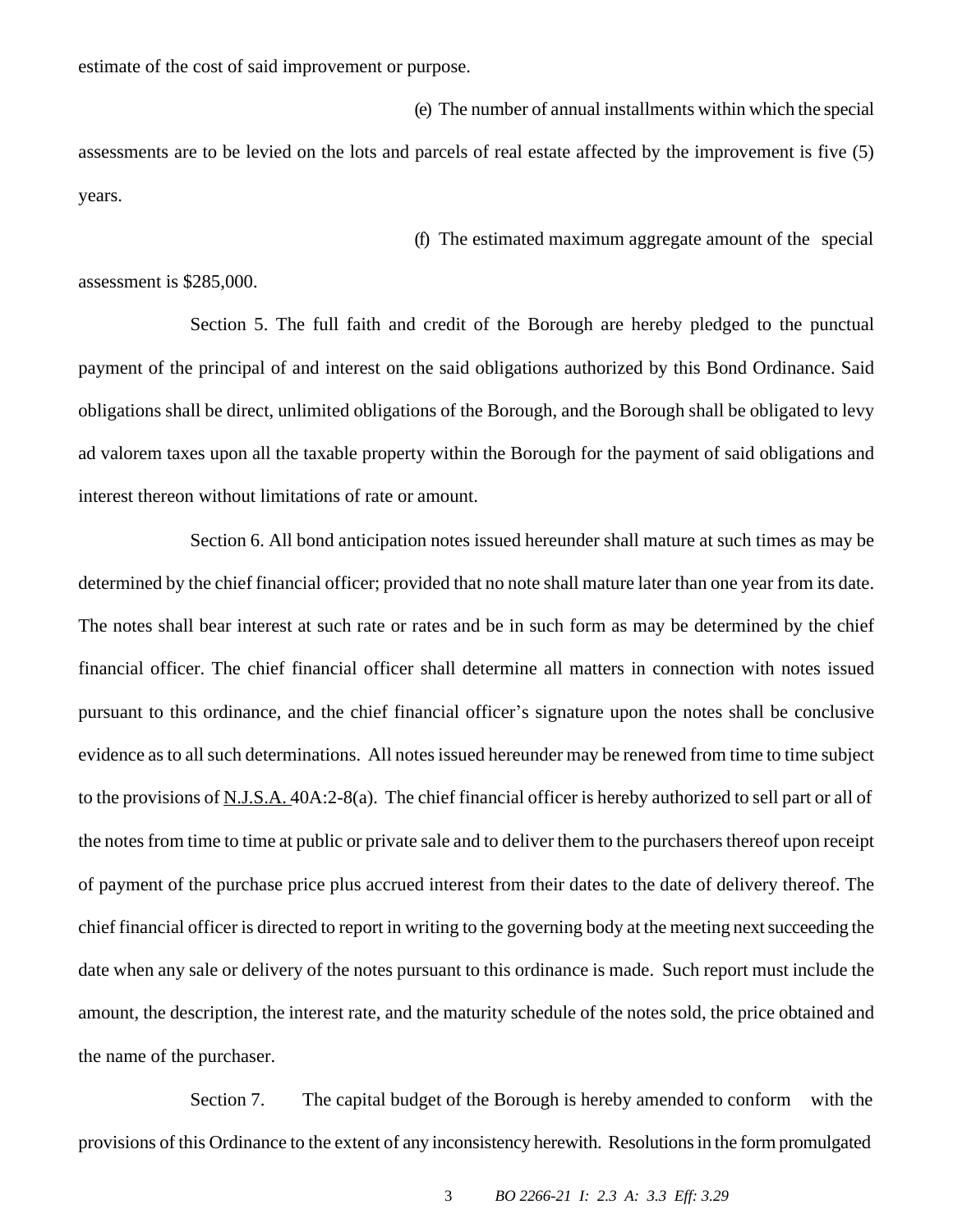estimate of the cost of said improvement or purpose.

(e) The number of annual installments within which the special assessments are to be levied on the lots and parcels of real estate affected by the improvement is five (5) years.

(f) The estimated maximum aggregate amount of the special assessment is $285,000.

Section 5. The full faith and credit of the Borough are hereby pledged to the punctual payment of the principal of and interest on the said obligations authorized by this Bond Ordinance. Said obligations shall be direct, unlimited obligations of the Borough, and the Borough shall be obligated to levy ad valorem taxes upon all the taxable property within the Borough for the payment of said obligations and interest thereon without limitations of rate or amount.

Section 6. All bond anticipation notes issued hereunder shall mature at such times as may be determined by the chief financial officer; provided that no note shall mature later than one year from its date. The notes shall bear interest at such rate or rates and be in such form as may be determined by the chief financial officer. The chief financial officer shall determine all matters in connection with notes issued pursuant to this ordinance, and the chief financial officer's signature upon the notes shall be conclusive evidence as to all such determinations. All notes issued hereunder may be renewed from time to time subject to the provisions of N.J.S.A. 40A:2-8(a). The chief financial officer is hereby authorized to sell part or all of the notes from time to time at public or private sale and to deliver them to the purchasers thereof upon receipt of payment of the purchase price plus accrued interest from their dates to the date of delivery thereof. The chief financial officer is directed to report in writing to the governing body at the meeting next succeeding the date when any sale or delivery of the notes pursuant to this ordinance is made. Such report must include the amount, the description, the interest rate, and the maturity schedule of the notes sold, the price obtained and the name of the purchaser.

Section 7. The capital budget of the Borough is hereby amended to conform with the provisions of this Ordinance to the extent of any inconsistency herewith. Resolutions in the form promulgated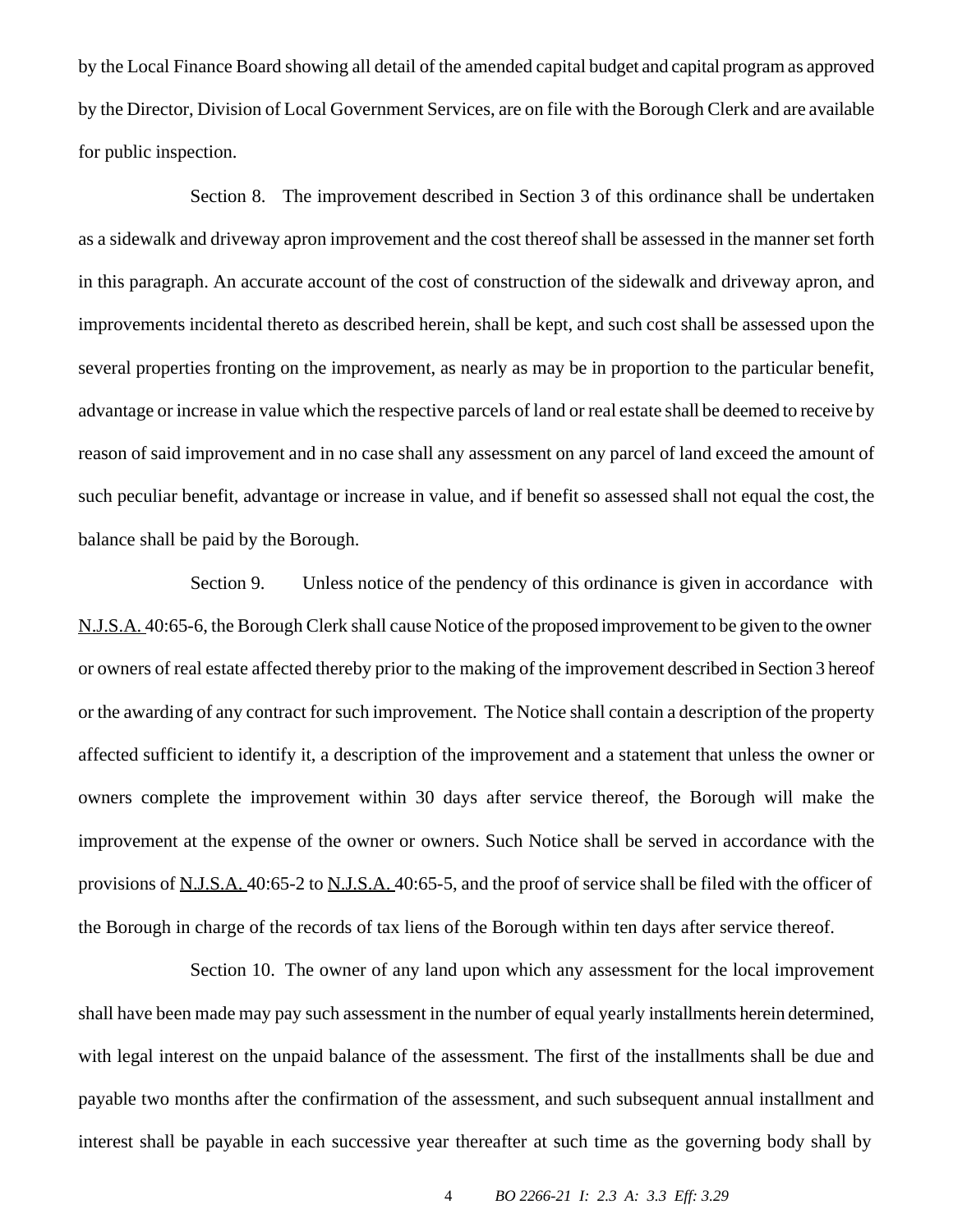by the Local Finance Board showing all detail of the amended capital budget and capital program as approved by the Director, Division of Local Government Services, are on file with the Borough Clerk and are available for public inspection.

Section 8. The improvement described in Section 3 of this ordinance shall be undertaken as a sidewalk and driveway apron improvement and the cost thereof shall be assessed in the manner set forth in this paragraph. An accurate account of the cost of construction of the sidewalk and driveway apron, and improvements incidental thereto as described herein, shall be kept, and such cost shall be assessed upon the several properties fronting on the improvement, as nearly as may be in proportion to the particular benefit, advantage or increase in value which the respective parcels of land or real estate shall be deemed to receive by reason of said improvement and in no case shall any assessment on any parcel of land exceed the amount of such peculiar benefit, advantage or increase in value, and if benefit so assessed shall not equal the cost, the balance shall be paid by the Borough.

Section 9. Unless notice of the pendency of this ordinance is given in accordance with N.J.S.A. 40:65-6, the Borough Clerk shall cause Notice of the proposed improvement to be given to the owner or owners of real estate affected thereby prior to the making of the improvement described in Section 3 hereof or the awarding of any contract for such improvement. The Notice shall contain a description of the property affected sufficient to identify it, a description of the improvement and a statement that unless the owner or owners complete the improvement within 30 days after service thereof, the Borough will make the improvement at the expense of the owner or owners. Such Notice shall be served in accordance with the provisions of N.J.S.A. 40:65-2 to N.J.S.A. 40:65-5, and the proof of service shall be filed with the officer of the Borough in charge of the records of tax liens of the Borough within ten days after service thereof.

Section 10. The owner of any land upon which any assessment for the local improvement shall have been made may pay such assessment in the number of equal yearly installments herein determined, with legal interest on the unpaid balance of the assessment. The first of the installments shall be due and payable two months after the confirmation of the assessment, and such subsequent annual installment and interest shall be payable in each successive year thereafter at such time as the governing body shall by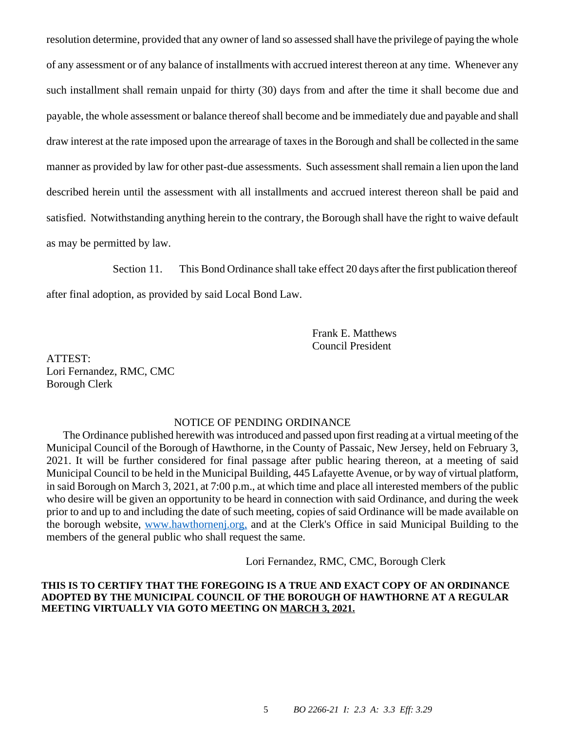resolution determine, provided that any owner of land so assessed shall have the privilege of paying the whole of any assessment or of any balance of installments with accrued interest thereon at any time. Whenever any such installment shall remain unpaid for thirty (30) days from and after the time it shall become due and payable, the whole assessment or balance thereof shall become and be immediately due and payable and shall draw interest at the rate imposed upon the arrearage of taxes in the Borough and shall be collected in the same manner as provided by law for other past-due assessments. Such assessment shall remain a lien upon the land described herein until the assessment with all installments and accrued interest thereon shall be paid and satisfied. Notwithstanding anything herein to the contrary, the Borough shall have the right to waive default as may be permitted by law.

Section 11. This Bond Ordinance shall take effect 20 days after the first publication thereof after final adoption, as provided by said Local Bond Law.

Frank E. Matthews
Council President

ATTEST:
Lori Fernandez, RMC, CMC
Borough Clerk

NOTICE OF PENDING ORDINANCE

The Ordinance published herewith was introduced and passed upon first reading at a virtual meeting of the Municipal Council of the Borough of Hawthorne, in the County of Passaic, New Jersey, held on February 3, 2021. It will be further considered for final passage after public hearing thereon, at a meeting of said Municipal Council to be held in the Municipal Building, 445 Lafayette Avenue, or by way of virtual platform, in said Borough on March 3, 2021, at 7:00 p.m., at which time and place all interested members of the public who desire will be given an opportunity to be heard in connection with said Ordinance, and during the week prior to and up to and including the date of such meeting, copies of said Ordinance will be made available on the borough website, www.hawthornenj.org, and at the Clerk's Office in said Municipal Building to the members of the general public who shall request the same.

Lori Fernandez, RMC, CMC, Borough Clerk

**THIS IS TO CERTIFY THAT THE FOREGOING IS A TRUE AND EXACT COPY OF AN ORDINANCE ADOPTED BY THE MUNICIPAL COUNCIL OF THE BOROUGH OF HAWTHORNE AT A REGULAR MEETING VIRTUALLY VIA GOTO MEETING ON MARCH 3, 2021.**

*BO 2266-21 I: 2.3 A: 3.3 Eff: 3.29*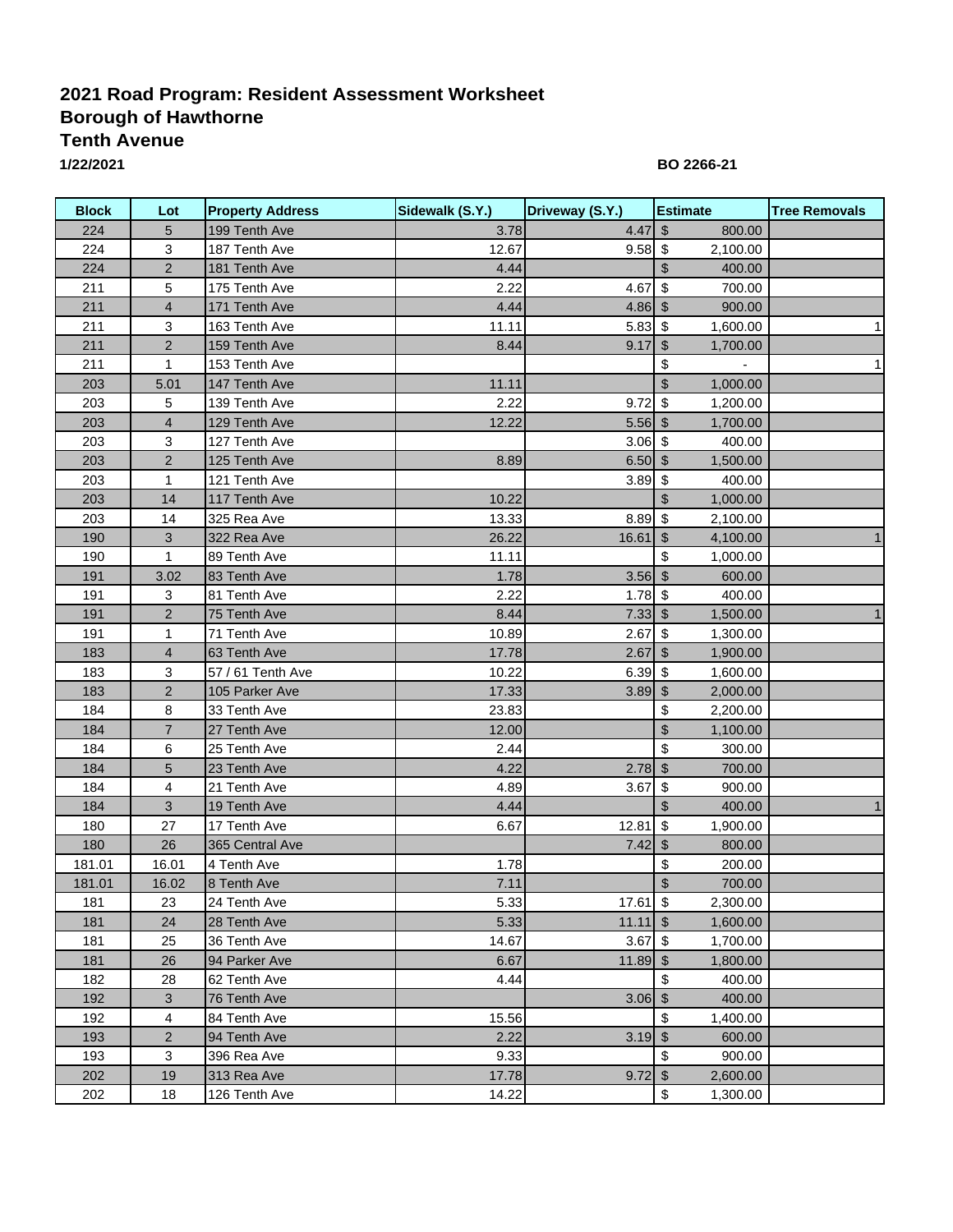**2021 Road Program: Resident Assessment Worksheet**
**Borough of Hawthorne**
**Tenth Avenue**
**1/22/2021**

**BO 2266-21**

| Block | Lot | Property Address | Sidewalk (S.Y.) | Driveway (S.Y.) | Estimate | Tree Removals |
|---|---|---|---|---|---|---|
| 224 | 5 | 199 Tenth Ave | 3.78 | 4.47 | $ 800.00 | |
| 224 | 3 | 187 Tenth Ave | 12.67 | 9.58 | $ 2,100.00 | |
| 224 | 2 | 181 Tenth Ave | 4.44 | | $ 400.00 | |
| 211 | 5 | 175 Tenth Ave | 2.22 | 4.67 | $ 700.00 | |
| 211 | 4 | 171 Tenth Ave | 4.44 | 4.86 | $ 900.00 | |
| 211 | 3 | 163 Tenth Ave | 11.11 | 5.83 | $ 1,600.00 | 1 |
| 211 | 2 | 159 Tenth Ave | 8.44 | 9.17 | $ 1,700.00 | |
| 211 | 1 | 153 Tenth Ave | | | $ - | 1 |
| 203 | 5.01 | 147 Tenth Ave | 11.11 | | $ 1,000.00 | |
| 203 | 5 | 139 Tenth Ave | 2.22 | 9.72 | $ 1,200.00 | |
| 203 | 4 | 129 Tenth Ave | 12.22 | 5.56 | $ 1,700.00 | |
| 203 | 3 | 127 Tenth Ave | | 3.06 | $ 400.00 | |
| 203 | 2 | 125 Tenth Ave | 8.89 | 6.50 | $ 1,500.00 | |
| 203 | 1 | 121 Tenth Ave | | 3.89 | $ 400.00 | |
| 203 | 14 | 117 Tenth Ave | 10.22 | | $ 1,000.00 | |
| 203 | 14 | 325 Rea Ave | 13.33 | 8.89 | $ 2,100.00 | |
| 190 | 3 | 322 Rea Ave | 26.22 | 16.61 | $ 4,100.00 | 1 |
| 190 | 1 | 89 Tenth Ave | 11.11 | | $ 1,000.00 | |
| 191 | 3.02 | 83 Tenth Ave | 1.78 | 3.56 | $ 600.00 | |
| 191 | 3 | 81 Tenth Ave | 2.22 | 1.78 | $ 400.00 | |
| 191 | 2 | 75 Tenth Ave | 8.44 | 7.33 | $ 1,500.00 | 1 |
| 191 | 1 | 71 Tenth Ave | 10.89 | 2.67 | $ 1,300.00 | |
| 183 | 4 | 63 Tenth Ave | 17.78 | 2.67 | $ 1,900.00 | |
| 183 | 3 | 57 / 61 Tenth Ave | 10.22 | 6.39 | $ 1,600.00 | |
| 183 | 2 | 105 Parker Ave | 17.33 | 3.89 | $ 2,000.00 | |
| 184 | 8 | 33 Tenth Ave | 23.83 | | $ 2,200.00 | |
| 184 | 7 | 27 Tenth Ave | 12.00 | | $ 1,100.00 | |
| 184 | 6 | 25 Tenth Ave | 2.44 | | $ 300.00 | |
| 184 | 5 | 23 Tenth Ave | 4.22 | 2.78 | $ 700.00 | |
| 184 | 4 | 21 Tenth Ave | 4.89 | 3.67 | $ 900.00 | |
| 184 | 3 | 19 Tenth Ave | 4.44 | | $ 400.00 | 1 |
| 180 | 27 | 17 Tenth Ave | 6.67 | 12.81 | $ 1,900.00 | |
| 180 | 26 | 365 Central Ave | | 7.42 | $ 800.00 | |
| 181.01 | 16.01 | 4 Tenth Ave | 1.78 | | $ 200.00 | |
| 181.01 | 16.02 | 8 Tenth Ave | 7.11 | | $ 700.00 | |
| 181 | 23 | 24 Tenth Ave | 5.33 | 17.61 | $ 2,300.00 | |
| 181 | 24 | 28 Tenth Ave | 5.33 | 11.11 | $ 1,600.00 | |
| 181 | 25 | 36 Tenth Ave | 14.67 | 3.67 | $ 1,700.00 | |
| 181 | 26 | 94 Parker Ave | 6.67 | 11.89 | $ 1,800.00 | |
| 182 | 28 | 62 Tenth Ave | 4.44 | | $ 400.00 | |
| 192 | 3 | 76 Tenth Ave | | 3.06 | $ 400.00 | |
| 192 | 4 | 84 Tenth Ave | 15.56 | | $ 1,400.00 | |
| 193 | 2 | 94 Tenth Ave | 2.22 | 3.19 | $ 600.00 | |
| 193 | 3 | 396 Rea Ave | 9.33 | | $ 900.00 | |
| 202 | 19 | 313 Rea Ave | 17.78 | 9.72 | $ 2,600.00 | |
| 202 | 18 | 126 Tenth Ave | 14.22 | | $ 1,300.00 | |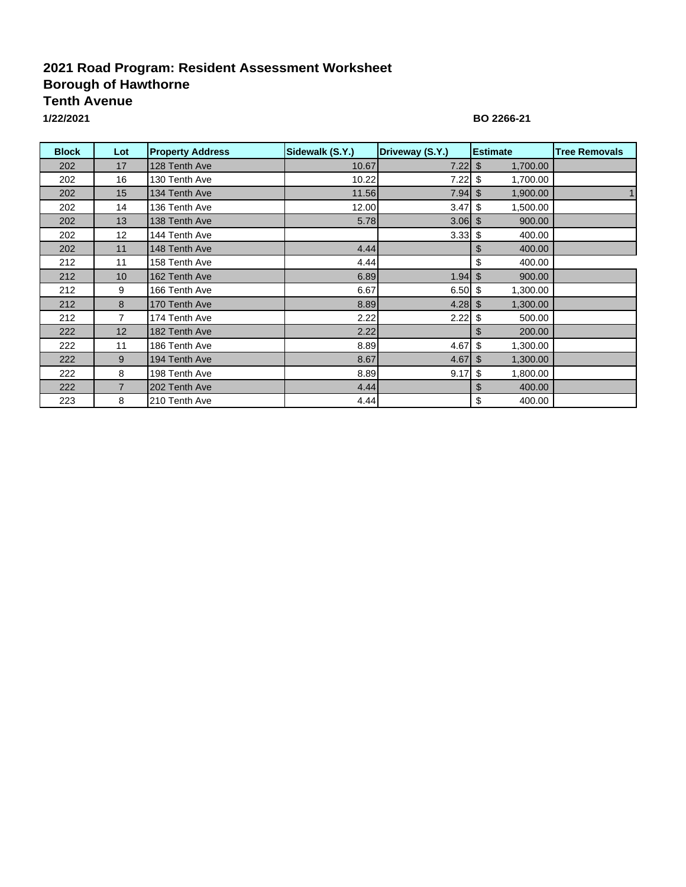**2021 Road Program: Resident Assessment Worksheet**
**Borough of Hawthorne**
**Tenth Avenue**
**1/22/2021**

**BO 2266-21**

| Block | Lot | Property Address | Sidewalk (S.Y.) | Driveway (S.Y.) | Estimate | Tree Removals |
|---|---|---|---|---|---|---|
| 202 | 17 | 128 Tenth Ave | 10.67 | 7.22 | $ 1,700.00 | |
| 202 | 16 | 130 Tenth Ave | 10.22 | 7.22 | $ 1,700.00 | |
| 202 | 15 | 134 Tenth Ave | 11.56 | 7.94 | $ 1,900.00 | 1 |
| 202 | 14 | 136 Tenth Ave | 12.00 | 3.47 | $ 1,500.00 | |
| 202 | 13 | 138 Tenth Ave | 5.78 | 3.06 | $ 900.00 | |
| 202 | 12 | 144 Tenth Ave | | 3.33 | $ 400.00 | |
| 202 | 11 | 148 Tenth Ave | 4.44 | | $ 400.00 | |
| 212 | 11 | 158 Tenth Ave | 4.44 | | $ 400.00 | |
| 212 | 10 | 162 Tenth Ave | 6.89 | 1.94 | $ 900.00 | |
| 212 | 9 | 166 Tenth Ave | 6.67 | 6.50 | $ 1,300.00 | |
| 212 | 8 | 170 Tenth Ave | 8.89 | 4.28 | $ 1,300.00 | |
| 212 | 7 | 174 Tenth Ave | 2.22 | 2.22 | $ 500.00 | |
| 222 | 12 | 182 Tenth Ave | 2.22 | | $ 200.00 | |
| 222 | 11 | 186 Tenth Ave | 8.89 | 4.67 | $ 1,300.00 | |
| 222 | 9 | 194 Tenth Ave | 8.67 | 4.67 | $ 1,300.00 | |
| 222 | 8 | 198 Tenth Ave | 8.89 | 9.17 | $ 1,800.00 | |
| 222 | 7 | 202 Tenth Ave | 4.44 | | $ 400.00 | |
| 223 | 8 | 210 Tenth Ave | 4.44 | | $ 400.00 | |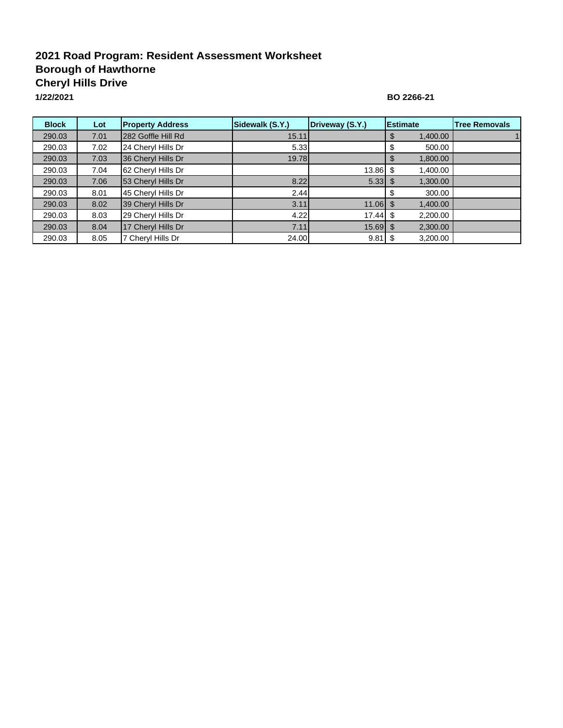**2021 Road Program: Resident Assessment Worksheet**
**Borough of Hawthorne**
**Cheryl Hills Drive**
**1/22/2021**

**BO 2266-21**

| Block | Lot | Property Address | Sidewalk (S.Y.) | Driveway (S.Y.) | Estimate | Tree Removals |
|---|---|---|---|---|---|---|
| 290.03 | 7.01 | 282 Goffle Hill Rd | 15.11 | | $ 1,400.00 | 1 |
| 290.03 | 7.02 | 24 Cheryl Hills Dr | 5.33 | | $ 500.00 | |
| 290.03 | 7.03 | 36 Cheryl Hills Dr | 19.78 | | $ 1,800.00 | |
| 290.03 | 7.04 | 62 Cheryl Hills Dr | | 13.86 | $ 1,400.00 | |
| 290.03 | 7.06 | 53 Cheryl Hills Dr | 8.22 | 5.33 | $ 1,300.00 | |
| 290.03 | 8.01 | 45 Cheryl Hills Dr | 2.44 | | $ 300.00 | |
| 290.03 | 8.02 | 39 Cheryl Hills Dr | 3.11 | 11.06 | $ 1,400.00 | |
| 290.03 | 8.03 | 29 Cheryl Hills Dr | 4.22 | 17.44 | $ 2,200.00 | |
| 290.03 | 8.04 | 17 Cheryl Hills Dr | 7.11 | 15.69 | $ 2,300.00 | |
| 290.03 | 8.05 | 7 Cheryl Hills Dr | 24.00 | 9.81 | $ 3,200.00 | |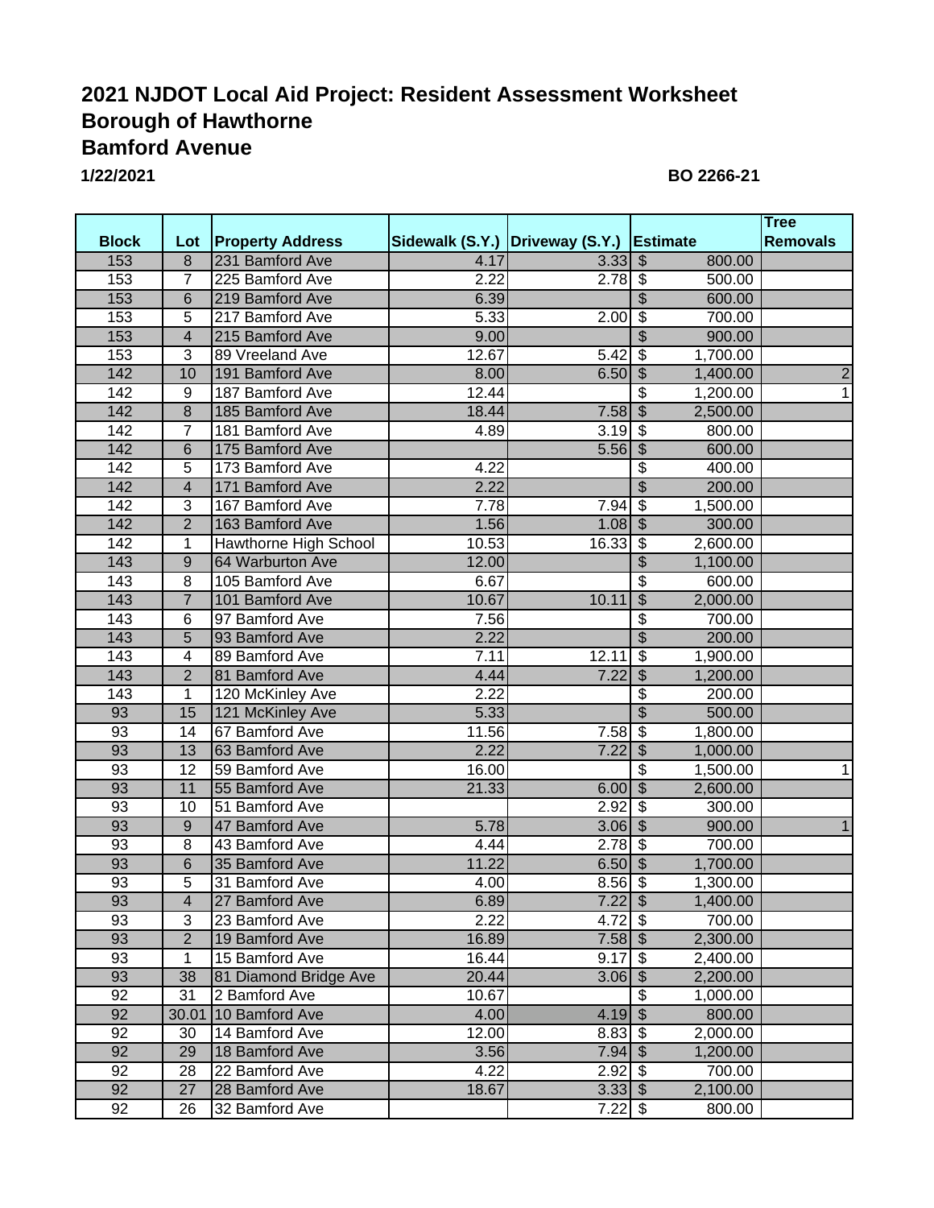# 2021 NJDOT Local Aid Project: Resident Assessment Worksheet
# Borough of Hawthorne
# Bamford Avenue

**1/22/2021** **BO 2266-21**

| Block | Lot | Property Address | Sidewalk (S.Y.) | Driveway (S.Y.) | Estimate | Tree Removals |
|---|---|---|---|---|---|---|
| 153 | 8 | 231 Bamford Ave | 4.17 | 3.33 | $ 800.00 | |
| 153 | 7 | 225 Bamford Ave | 2.22 | 2.78 | $ 500.00 | |
| 153 | 6 | 219 Bamford Ave | 6.39 | | $ 600.00 | |
| 153 | 5 | 217 Bamford Ave | 5.33 | 2.00 | $ 700.00 | |
| 153 | 4 | 215 Bamford Ave | 9.00 | | $ 900.00 | |
| 153 | 3 | 89 Vreeland Ave | 12.67 | 5.42 | $ 1,700.00 | |
| 142 | 10 | 191 Bamford Ave | 8.00 | 6.50 | $ 1,400.00 | 2 |
| 142 | 9 | 187 Bamford Ave | 12.44 | | $ 1,200.00 | 1 |
| 142 | 8 | 185 Bamford Ave | 18.44 | 7.58 | $ 2,500.00 | |
| 142 | 7 | 181 Bamford Ave | 4.89 | 3.19 | $ 800.00 | |
| 142 | 6 | 175 Bamford Ave | | 5.56 | $ 600.00 | |
| 142 | 5 | 173 Bamford Ave | 4.22 | | $ 400.00 | |
| 142 | 4 | 171 Bamford Ave | 2.22 | | $ 200.00 | |
| 142 | 3 | 167 Bamford Ave | 7.78 | 7.94 | $ 1,500.00 | |
| 142 | 2 | 163 Bamford Ave | 1.56 | 1.08 | $ 300.00 | |
| 142 | 1 | Hawthorne High School | 10.53 | 16.33 | $ 2,600.00 | |
| 143 | 9 | 64 Warburton Ave | 12.00 | | $ 1,100.00 | |
| 143 | 8 | 105 Bamford Ave | 6.67 | | $ 600.00 | |
| 143 | 7 | 101 Bamford Ave | 10.67 | 10.11 | $ 2,000.00 | |
| 143 | 6 | 97 Bamford Ave | 7.56 | | $ 700.00 | |
| 143 | 5 | 93 Bamford Ave | 2.22 | | $ 200.00 | |
| 143 | 4 | 89 Bamford Ave | 7.11 | 12.11 | $ 1,900.00 | |
| 143 | 2 | 81 Bamford Ave | 4.44 | 7.22 | $ 1,200.00 | |
| 143 | 1 | 120 McKinley Ave | 2.22 | | $ 200.00 | |
| 93 | 15 | 121 McKinley Ave | 5.33 | | $ 500.00 | |
| 93 | 14 | 67 Bamford Ave | 11.56 | 7.58 | $ 1,800.00 | |
| 93 | 13 | 63 Bamford Ave | 2.22 | 7.22 | $ 1,000.00 | |
| 93 | 12 | 59 Bamford Ave | 16.00 | | $ 1,500.00 | 1 |
| 93 | 11 | 55 Bamford Ave | 21.33 | 6.00 | $ 2,600.00 | |
| 93 | 10 | 51 Bamford Ave | | 2.92 | $ 300.00 | |
| 93 | 9 | 47 Bamford Ave | 5.78 | 3.06 | $ 900.00 | 1 |
| 93 | 8 | 43 Bamford Ave | 4.44 | 2.78 | $ 700.00 | |
| 93 | 6 | 35 Bamford Ave | 11.22 | 6.50 | $ 1,700.00 | |
| 93 | 5 | 31 Bamford Ave | 4.00 | 8.56 | $ 1,300.00 | |
| 93 | 4 | 27 Bamford Ave | 6.89 | 7.22 | $ 1,400.00 | |
| 93 | 3 | 23 Bamford Ave | 2.22 | 4.72 | $ 700.00 | |
| 93 | 2 | 19 Bamford Ave | 16.89 | 7.58 | $ 2,300.00 | |
| 93 | 1 | 15 Bamford Ave | 16.44 | 9.17 | $ 2,400.00 | |
| 93 | 38 | 81 Diamond Bridge Ave | 20.44 | 3.06 | $ 2,200.00 | |
| 92 | 31 | 2 Bamford Ave | 10.67 | | $ 1,000.00 | |
| 92 | 30.01 | 10 Bamford Ave | 4.00 | 4.19 | $ 800.00 | |
| 92 | 30 | 14 Bamford Ave | 12.00 | 8.83 | $ 2,000.00 | |
| 92 | 29 | 18 Bamford Ave | 3.56 | 7.94 | $ 1,200.00 | |
| 92 | 28 | 22 Bamford Ave | 4.22 | 2.92 | $ 700.00 | |
| 92 | 27 | 28 Bamford Ave | 18.67 | 3.33 | $ 2,100.00 | |
| 92 | 26 | 32 Bamford Ave | | 7.22 | $ 800.00 | |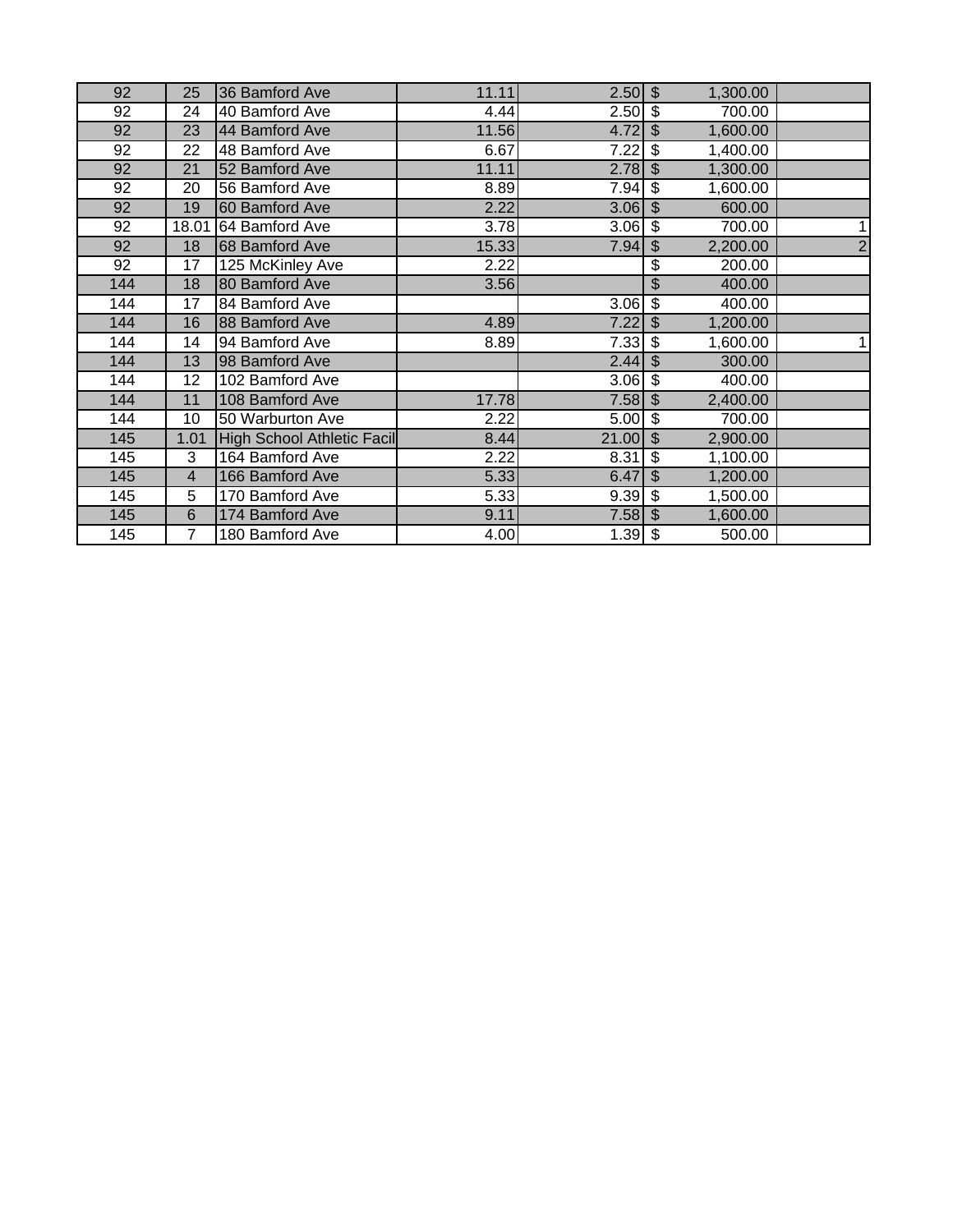| | | | | | | |
|---|---|---|---|---|---|---|
| 92 | 25 | 36 Bamford Ave | 11.11 | 2.50 | $ 1,300.00 | |
| 92 | 24 | 40 Bamford Ave | 4.44 | 2.50 | $ 700.00 | |
| 92 | 23 | 44 Bamford Ave | 11.56 | 4.72 | $ 1,600.00 | |
| 92 | 22 | 48 Bamford Ave | 6.67 | 7.22 | $ 1,400.00 | |
| 92 | 21 | 52 Bamford Ave | 11.11 | 2.78 | $ 1,300.00 | |
| 92 | 20 | 56 Bamford Ave | 8.89 | 7.94 | $ 1,600.00 | |
| 92 | 19 | 60 Bamford Ave | 2.22 | 3.06 | $ 600.00 | |
| 92 | 18.01 | 64 Bamford Ave | 3.78 | 3.06 | $ 700.00 | 1 |
| 92 | 18 | 68 Bamford Ave | 15.33 | 7.94 | $ 2,200.00 | 2 |
| 92 | 17 | 125 McKinley Ave | 2.22 | | $ 200.00 | |
| 144 | 18 | 80 Bamford Ave | 3.56 | | $ 400.00 | |
| 144 | 17 | 84 Bamford Ave | | 3.06 | $ 400.00 | |
| 144 | 16 | 88 Bamford Ave | 4.89 | 7.22 | $ 1,200.00 | |
| 144 | 14 | 94 Bamford Ave | 8.89 | 7.33 | $ 1,600.00 | 1 |
| 144 | 13 | 98 Bamford Ave | | 2.44 | $ 300.00 | |
| 144 | 12 | 102 Bamford Ave | | 3.06 | $ 400.00 | |
| 144 | 11 | 108 Bamford Ave | 17.78 | 7.58 | $ 2,400.00 | |
| 144 | 10 | 50 Warburton Ave | 2.22 | 5.00 | $ 700.00 | |
| 145 | 1.01 | High School Athletic Facil | 8.44 | 21.00 | $ 2,900.00 | |
| 145 | 3 | 164 Bamford Ave | 2.22 | 8.31 | $ 1,100.00 | |
| 145 | 4 | 166 Bamford Ave | 5.33 | 6.47 | $ 1,200.00 | |
| 145 | 5 | 170 Bamford Ave | 5.33 | 9.39 | $ 1,500.00 | |
| 145 | 6 | 174 Bamford Ave | 9.11 | 7.58 | $ 1,600.00 | |
| 145 | 7 | 180 Bamford Ave | 4.00 | 1.39 | $ 500.00 | |